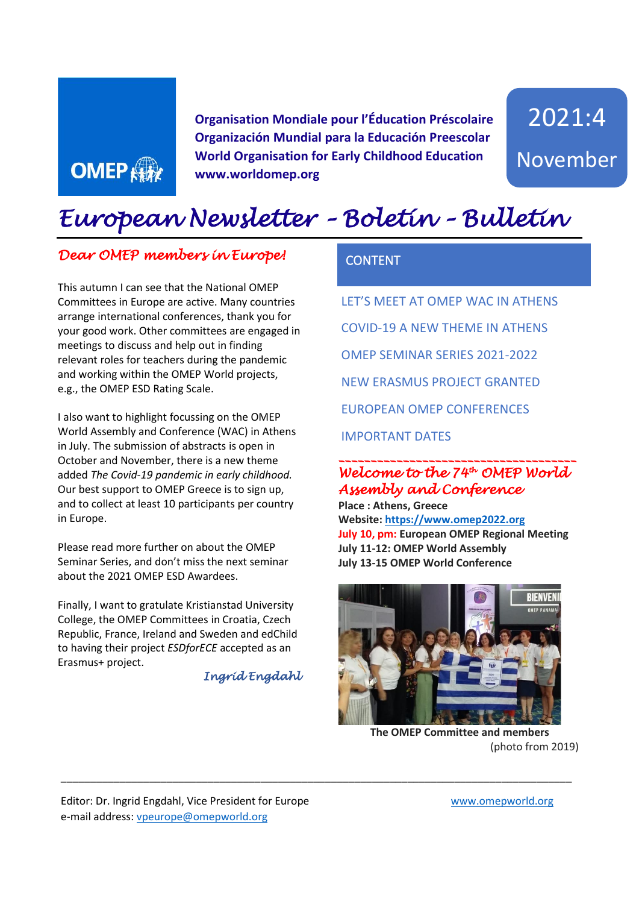OMEP

**Organisation Mondiale pour l'Éducation Préscolaire**
**Organización Mundial para la Educación Preescolar**
**World Organisation for Early Childhood Education**
**www.worldomep.org**

2021:4
November

# *European Newsletter – Boletín – Bulletin*

## *Dear OMEP members in Europe!*

This autumn I can see that the National OMEP Committees in Europe are active. Many countries arrange international conferences, thank you for your good work. Other committees are engaged in meetings to discuss and help out in finding relevant roles for teachers during the pandemic and working within the OMEP World projects, e.g., the OMEP ESD Rating Scale.

I also want to highlight focussing on the OMEP World Assembly and Conference (WAC) in Athens in July. The submission of abstracts is open in October and November, there is a new theme added *The Covid-19 pandemic in early childhood.* Our best support to OMEP Greece is to sign up, and to collect at least 10 participants per country in Europe.

Please read more further on about the OMEP Seminar Series, and don't miss the next seminar about the 2021 OMEP ESD Awardees.

Finally, I want to gratulate Kristianstad University College, the OMEP Committees in Croatia, Czech Republic, France, Ireland and Sweden and edChild to having their project *ESDforECE* accepted as an Erasmus+ project.

*Ingrid Engdahl*

## CONTENT

- LET'S MEET AT OMEP WAC IN ATHENS
- COVID-19 A NEW THEME IN ATHENS
- OMEP SEMINAR SERIES 2021-2022
- NEW ERASMUS PROJECT GRANTED
- EUROPEAN OMEP CONFERENCES
- IMPORTANT DATES

## *Welcome to the 74th OMEP World Assembly and Conference*

**Place : Athens, Greece**
**Website: https://www.omep2022.org**
**July 10, pm: European OMEP Regional Meeting**
**July 11-12: OMEP World Assembly**
**July 13-15 OMEP World Conference**

**The OMEP Committee and members** (photo from 2019)

---

Editor: Dr. Ingrid Engdahl, Vice President for Europe
e-mail address: vpeurope@omepworld.org

www.omepworld.org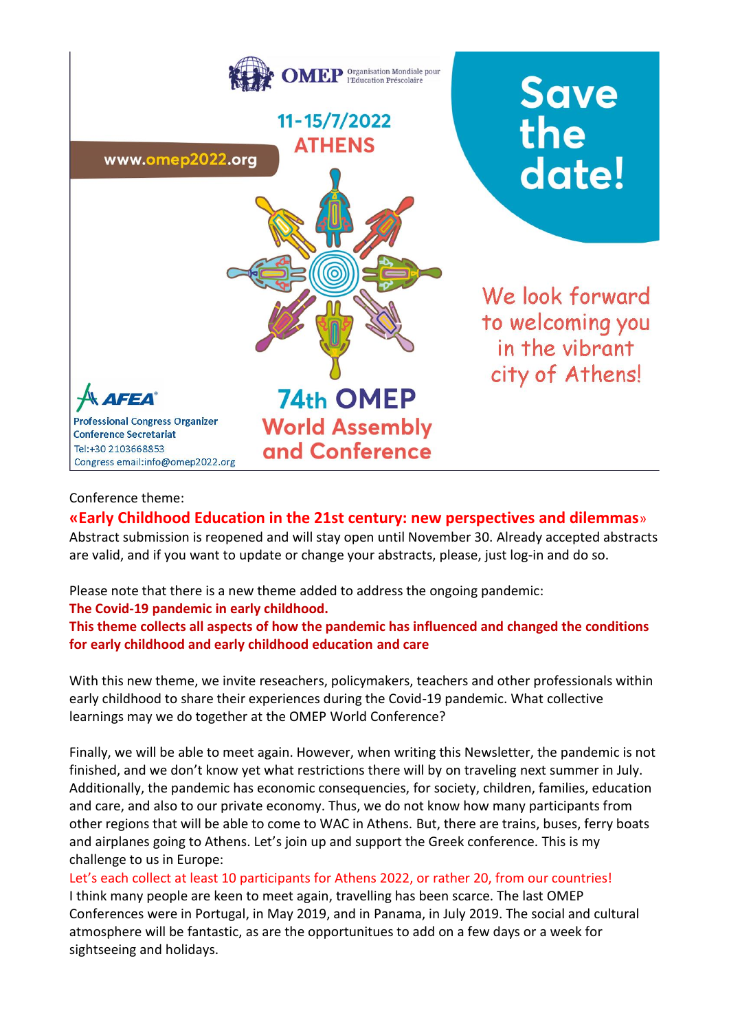OMEP Organisation Mondiale pour l'Education Préscolaire

11-15/7/2022
ATHENS

www.omep2022.org

Save the date!

We look forward to welcoming you in the vibrant city of Athens!

AFEA
Professional Congress Organizer
Conference Secretariat
Tel:+30 2103668853
Congress email:info@omep2022.org

**74th OMEP World Assembly and Conference**

Conference theme:

**«Early Childhood Education in the 21st century: new perspectives and dilemmas»**

Abstract submission is reopened and will stay open until November 30. Already accepted abstracts are valid, and if you want to update or change your abstracts, please, just log-in and do so.

Please note that there is a new theme added to address the ongoing pandemic:

**The Covid-19 pandemic in early childhood.**

**This theme collects all aspects of how the pandemic has influenced and changed the conditions for early childhood and early childhood education and care**

With this new theme, we invite reseachers, policymakers, teachers and other professionals within early childhood to share their experiences during the Covid-19 pandemic. What collective learnings may we do together at the OMEP World Conference?

Finally, we will be able to meet again. However, when writing this Newsletter, the pandemic is not finished, and we don't know yet what restrictions there will by on traveling next summer in July. Additionally, the pandemic has economic consequencies, for society, children, families, education and care, and also to our private economy. Thus, we do not know how many participants from other regions that will be able to come to WAC in Athens. But, there are trains, buses, ferry boats and airplanes going to Athens. Let's join up and support the Greek conference. This is my challenge to us in Europe:

Let's each collect at least 10 participants for Athens 2022, or rather 20, from our countries!

I think many people are keen to meet again, travelling has been scarce. The last OMEP Conferences were in Portugal, in May 2019, and in Panama, in July 2019. The social and cultural atmosphere will be fantastic, as are the opportunitues to add on a few days or a week for sightseeing and holidays.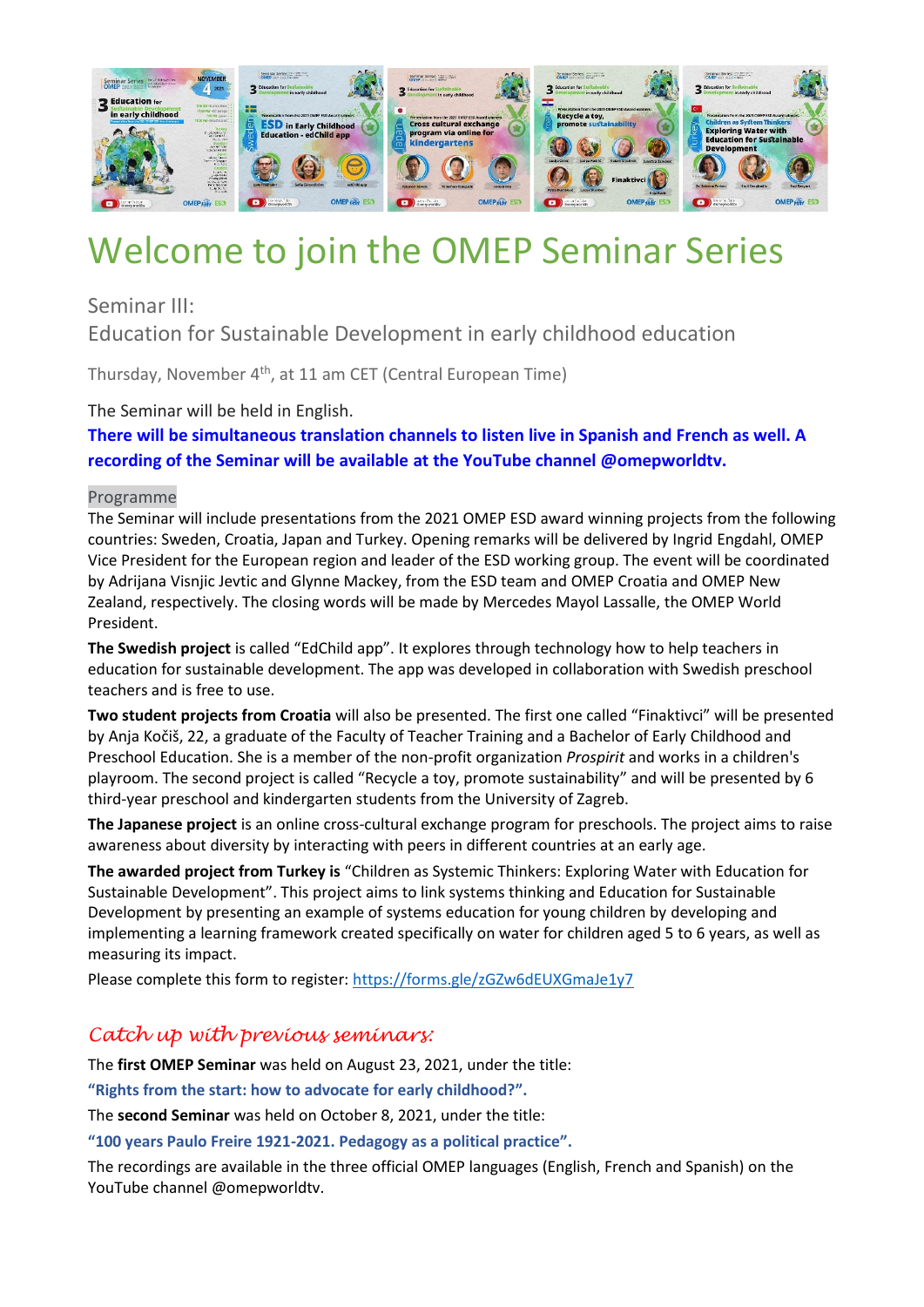# Welcome to join the OMEP Seminar Series

## Seminar III:
## Education for Sustainable Development in early childhood education

Thursday, November 4th, at 11 am CET (Central European Time)

The Seminar will be held in English.

**There will be simultaneous translation channels to listen live in Spanish and French as well. A recording of the Seminar will be available at the YouTube channel @omepworldtv.**

### Programme

The Seminar will include presentations from the 2021 OMEP ESD award winning projects from the following countries: Sweden, Croatia, Japan and Turkey. Opening remarks will be delivered by Ingrid Engdahl, OMEP Vice President for the European region and leader of the ESD working group. The event will be coordinated by Adrijana Visnjic Jevtic and Glynne Mackey, from the ESD team and OMEP Croatia and OMEP New Zealand, respectively. The closing words will be made by Mercedes Mayol Lassalle, the OMEP World President.

**The Swedish project** is called "EdChild app". It explores through technology how to help teachers in education for sustainable development. The app was developed in collaboration with Swedish preschool teachers and is free to use.

**Two student projects from Croatia** will also be presented. The first one called "Finaktivci" will be presented by Anja Kočiš, 22, a graduate of the Faculty of Teacher Training and a Bachelor of Early Childhood and Preschool Education. She is a member of the non-profit organization *Prospirit* and works in a children's playroom. The second project is called "Recycle a toy, promote sustainability" and will be presented by 6 third-year preschool and kindergarten students from the University of Zagreb.

**The Japanese project** is an online cross-cultural exchange program for preschools. The project aims to raise awareness about diversity by interacting with peers in different countries at an early age.

**The awarded project from Turkey is** "Children as Systemic Thinkers: Exploring Water with Education for Sustainable Development". This project aims to link systems thinking and Education for Sustainable Development by presenting an example of systems education for young children by developing and implementing a learning framework created specifically on water for children aged 5 to 6 years, as well as measuring its impact.

Please complete this form to register: https://forms.gle/zGZw6dEUXGmaJe1y7

### *Catch up with previous seminars:*

The **first OMEP Seminar** was held on August 23, 2021, under the title:

**"Rights from the start: how to advocate for early childhood?".**

The **second Seminar** was held on October 8, 2021, under the title:

**"100 years Paulo Freire 1921-2021. Pedagogy as a political practice".**

The recordings are available in the three official OMEP languages (English, French and Spanish) on the YouTube channel @omepworldtv.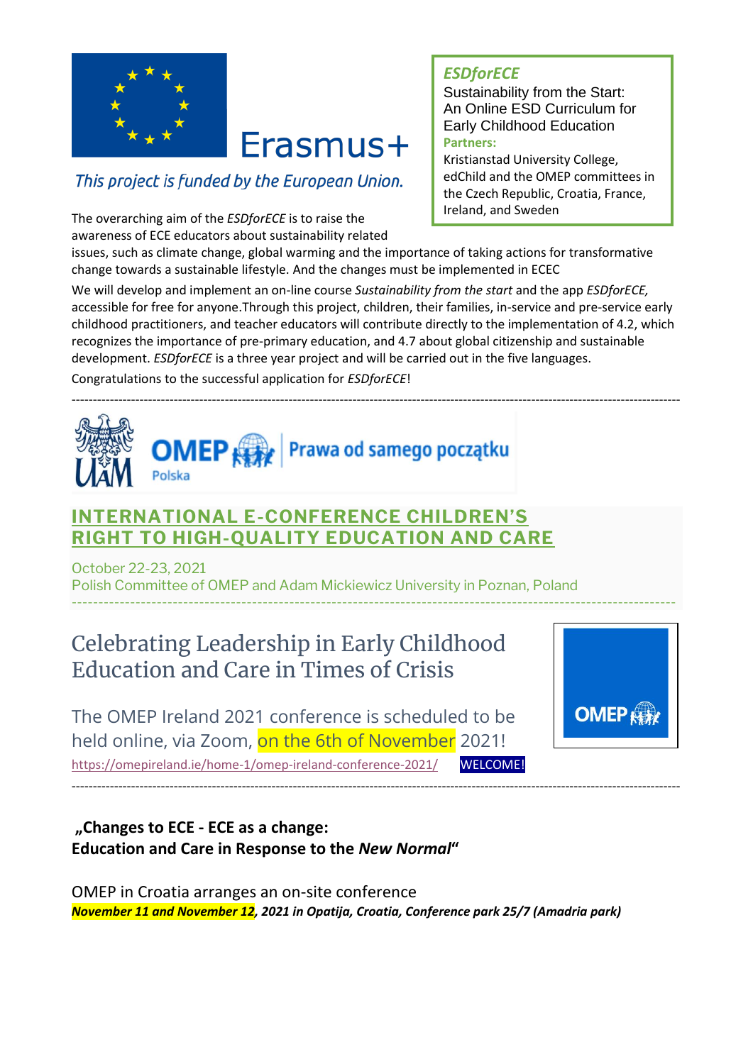Erasmus+

*This project is funded by the European Union.*

***ESDforECE***

Sustainability from the Start: An Online ESD Curriculum for Early Childhood Education

**Partners:**

Kristianstad University College, edChild and the OMEP committees in the Czech Republic, Croatia, France, Ireland, and Sweden

The overarching aim of the *ESDforECE* is to raise the awareness of ECE educators about sustainability related issues, such as climate change, global warming and the importance of taking actions for transformative change towards a sustainable lifestyle. And the changes must be implemented in ECEC

We will develop and implement an on-line course *Sustainability from the start* and the app *ESDforECE,* accessible for free for anyone.Through this project, children, their families, in-service and pre-service early childhood practitioners, and teacher educators will contribute directly to the implementation of 4.2, which recognizes the importance of pre-primary education, and 4.7 about global citizenship and sustainable development. *ESDforECE* is a three year project and will be carried out in the five languages.

Congratulations to the successful application for *ESDforECE*!

---

UAM OMEP Polska | Prawa od samego początku

## INTERNATIONAL E-CONFERENCE CHILDREN'S RIGHT TO HIGH-QUALITY EDUCATION AND CARE

October 22-23, 2021
Polish Committee of OMEP and Adam Mickiewicz University in Poznan, Poland

---

## Celebrating Leadership in Early Childhood Education and Care in Times of Crisis

The OMEP Ireland 2021 conference is scheduled to be held online, via Zoom, on the 6th of November 2021!

https://omepireland.ie/home-1/omep-ireland-conference-2021/ WELCOME!

OMEP

---

**„Changes to ECE - ECE as a change:**
**Education and Care in Response to the *New Normal*"**

OMEP in Croatia arranges an on-site conference

***November 11 and November 12, 2021 in Opatija, Croatia, Conference park 25/7 (Amadria park)***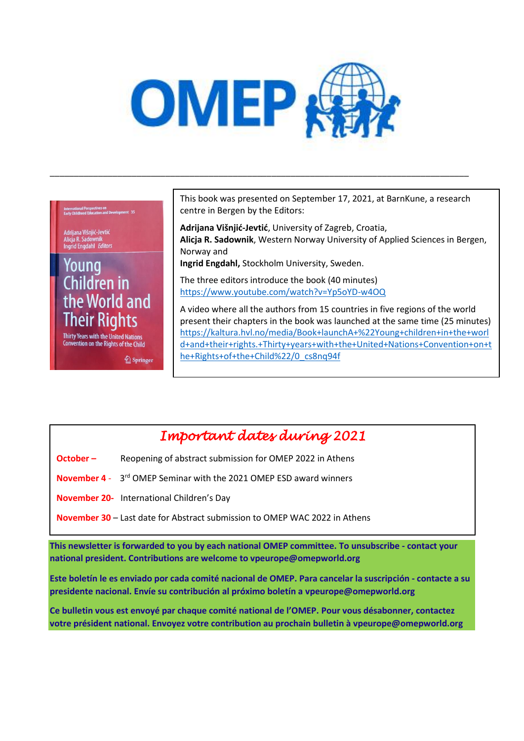This book was presented on September 17, 2021, at BarnKune, a research centre in Bergen by the Editors:

**Adrijana Višnjić-Jevtić**, University of Zagreb, Croatia,
**Alicja R. Sadownik**, Western Norway University of Applied Sciences in Bergen, Norway and
**Ingrid Engdahl,** Stockholm University, Sweden.

The three editors introduce the book (40 minutes)
https://www.youtube.com/watch?v=Yp5oYD-w4OQ

A video where all the authors from 15 countries in five regions of the world present their chapters in the book was launched at the same time (25 minutes)
https://kaltura.hvl.no/media/Book+launchA+%22Young+children+in+the+world+and+their+rights.+Thirty+years+with+the+United+Nations+Convention+on+the+Rights+of+the+Child%22/0_cs8nq94f

## *Important dates during 2021*

**October –** Reopening of abstract submission for OMEP 2022 in Athens

**November 4 -** 3rd OMEP Seminar with the 2021 OMEP ESD award winners

**November 20-** International Children's Day

**November 30** – Last date for Abstract submission to OMEP WAC 2022 in Athens

**This newsletter is forwarded to you by each national OMEP committee. To unsubscribe - contact your national president. Contributions are welcome to vpeurope@omepworld.org**

**Este boletín le es enviado por cada comité nacional de OMEP. Para cancelar la suscripción - contacte a su presidente nacional. Envíe su contribución al próximo boletín a vpeurope@omepworld.org**

**Ce bulletin vous est envoyé par chaque comité national de l'OMEP. Pour vous désabonner, contactez votre président national. Envoyez votre contribution au prochain bulletin à vpeurope@omepworld.org**